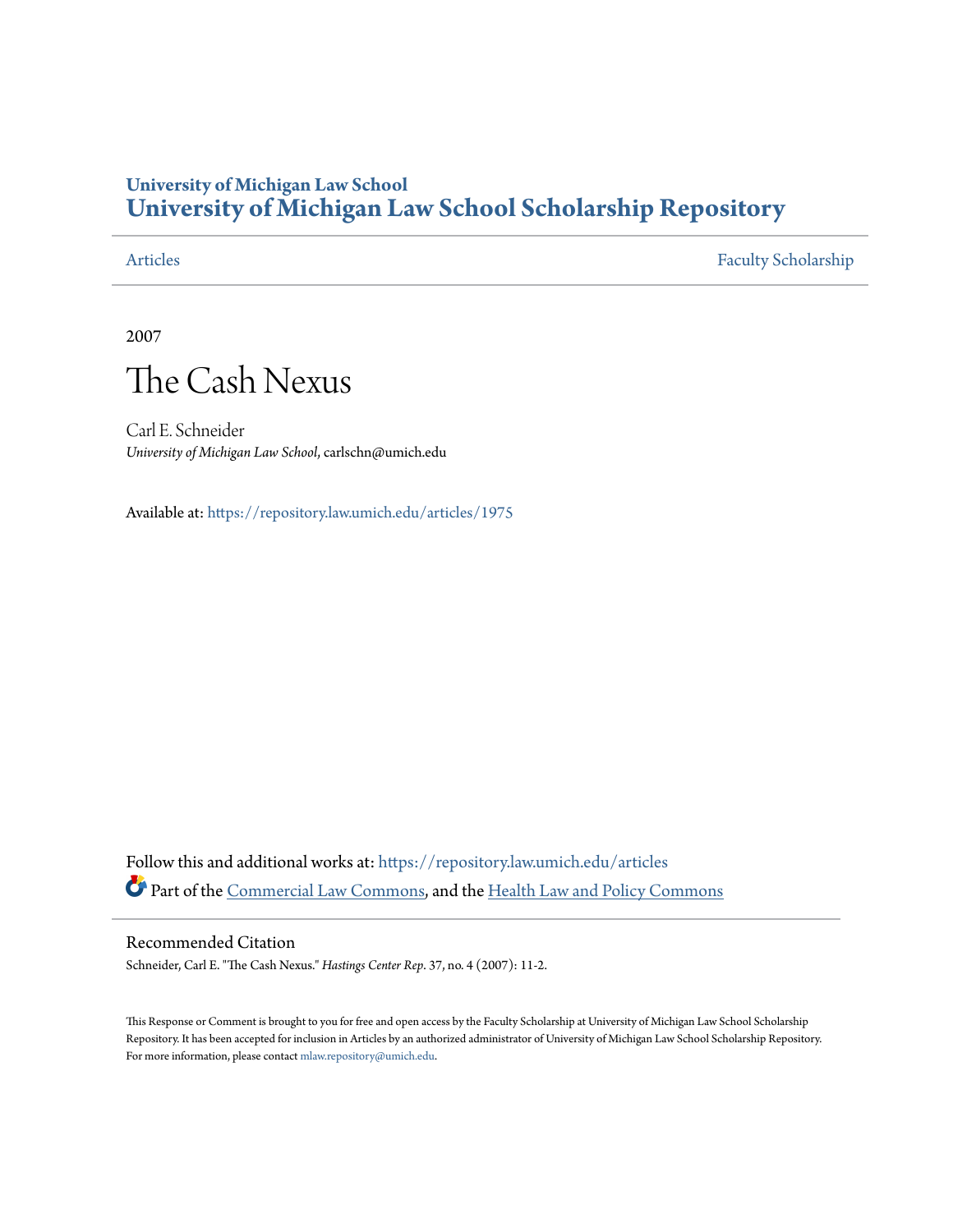# University of Michigan Law School
# University of Michigan Law School Scholarship Repository

Articles | Faculty Scholarship

2007

# The Cash Nexus

Carl E. Schneider
*University of Michigan Law School*, carlschn@umich.edu

Available at: https://repository.law.umich.edu/articles/1975

Follow this and additional works at: https://repository.law.umich.edu/articles

Part of the Commercial Law Commons, and the Health Law and Policy Commons

## Recommended Citation

Schneider, Carl E. "The Cash Nexus." *Hastings Center Rep*. 37, no. 4 (2007): 11-2.

This Response or Comment is brought to you for free and open access by the Faculty Scholarship at University of Michigan Law School Scholarship Repository. It has been accepted for inclusion in Articles by an authorized administrator of University of Michigan Law School Scholarship Repository. For more information, please contact mlaw.repository@umich.edu.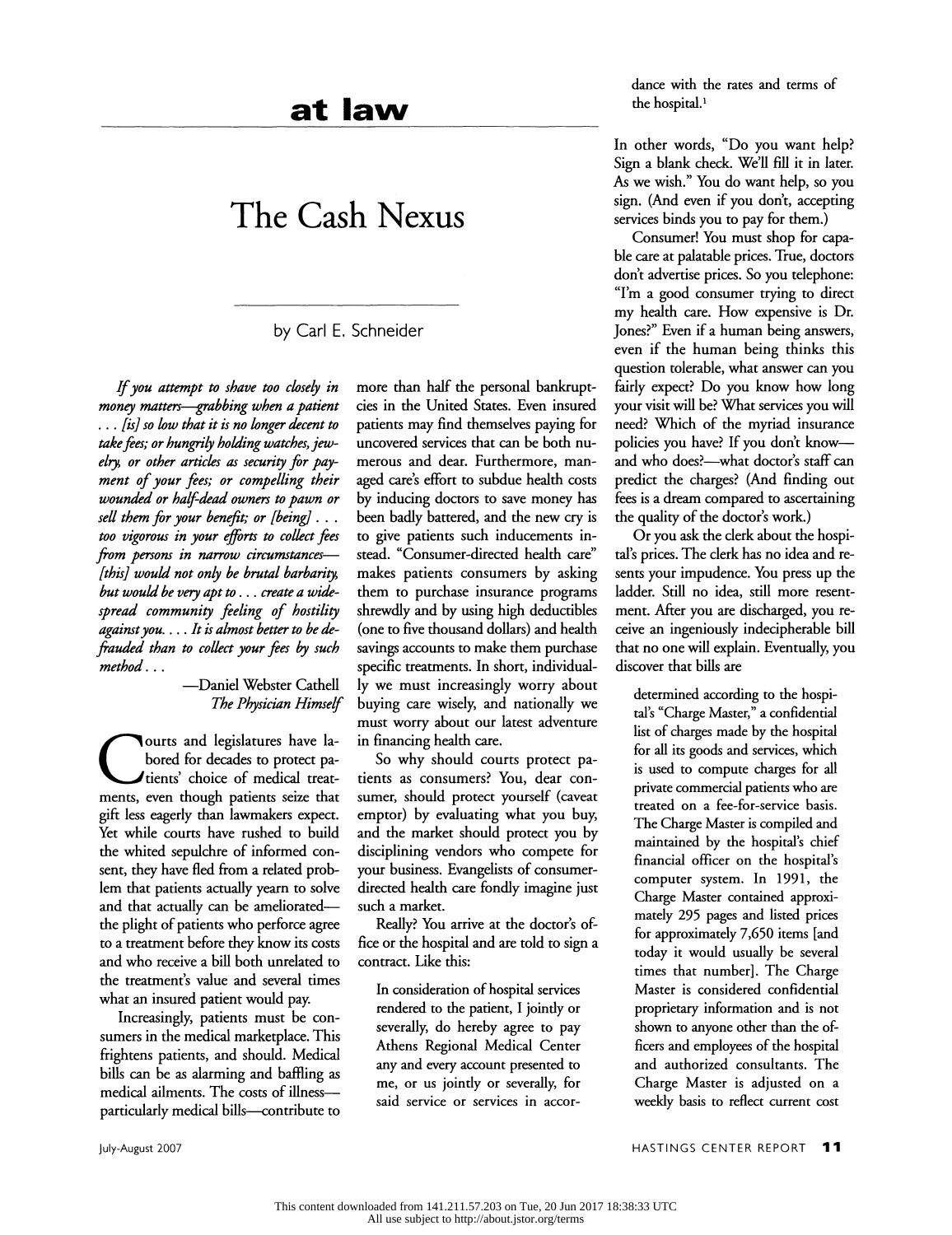# at law

# The Cash Nexus

by Carl E. Schneider

*If you attempt to shave too closely in money matters—grabbing when a patient . . . [is] so low that it is no longer decent to take fees; or hungrily holding watches, jewelry, or other articles as security for payment of your fees; or compelling their wounded or half-dead owners to pawn or sell them for your benefit; or [being] . . . too vigorous in your efforts to collect fees from persons in narrow circumstances—[this] would not only be brutal barbarity, but would be very apt to . . . create a widespread community feeling of hostility against you. . . . It is almost better to be defrauded than to collect your fees by such method . . .*

—Daniel Webster Cathell
*The Physician Himself*

Courts and legislatures have labored for decades to protect patients' choice of medical treatments, even though patients seize that gift less eagerly than lawmakers expect. Yet while courts have rushed to build the whited sepulchre of informed consent, they have fled from a related problem that patients actually yearn to solve and that actually can be ameliorated—the plight of patients who perforce agree to a treatment before they know its costs and who receive a bill both unrelated to the treatment's value and several times what an insured patient would pay.

Increasingly, patients must be consumers in the medical marketplace. This frightens patients, and should. Medical bills can be as alarming and baffling as medical ailments. The costs of illness—particularly medical bills—contribute to more than half the personal bankruptcies in the United States. Even insured patients may find themselves paying for uncovered services that can be both numerous and dear. Furthermore, managed care's effort to subdue health costs by inducing doctors to save money has been badly battered, and the new cry is to give patients such inducements instead. "Consumer-directed health care" makes patients consumers by asking them to purchase insurance programs shrewdly and by using high deductibles (one to five thousand dollars) and health savings accounts to make them purchase specific treatments. In short, individually we must increasingly worry about buying care wisely, and nationally we must worry about our latest adventure in financing health care.

So why should courts protect patients as consumers? You, dear consumer, should protect yourself (caveat emptor) by evaluating what you buy, and the market should protect you by disciplining vendors who compete for your business. Evangelists of consumer-directed health care fondly imagine just such a market.

Really? You arrive at the doctor's office or the hospital and are told to sign a contract. Like this:

> In consideration of hospital services rendered to the patient, I jointly or severally, do hereby agree to pay Athens Regional Medical Center any and every account presented to me, or us jointly or severally, for said service or services in accordance with the rates and terms of the hospital.[1]

In other words, "Do you want help? Sign a blank check. We'll fill it in later. As we wish." You do want help, so you sign. (And even if you don't, accepting services binds you to pay for them.)

Consumer! You must shop for capable care at palatable prices. True, doctors don't advertise prices. So you telephone: "I'm a good consumer trying to direct my health care. How expensive is Dr. Jones?" Even if a human being answers, even if the human being thinks this question tolerable, what answer can you fairly expect? Do you know how long your visit will be? What services you will need? Which of the myriad insurance policies you have? If you don't know—and who does?—what doctor's staff can predict the charges? (And finding out fees is a dream compared to ascertaining the quality of the doctor's work.)

Or you ask the clerk about the hospital's prices. The clerk has no idea and resents your impudence. You press up the ladder. Still no idea, still more resentment. After you are discharged, you receive an ingeniously indecipherable bill that no one will explain. Eventually, you discover that bills are

> determined according to the hospital's "Charge Master," a confidential list of charges made by the hospital for all its goods and services, which is used to compute charges for all private commercial patients who are treated on a fee-for-service basis. The Charge Master is compiled and maintained by the hospital's chief financial officer on the hospital's computer system. In 1991, the Charge Master contained approximately 295 pages and listed prices for approximately 7,650 items [and today it would usually be several times that number]. The Charge Master is considered confidential proprietary information and is not shown to anyone other than the officers and employees of the hospital and authorized consultants. The Charge Master is adjusted on a weekly basis to reflect current cost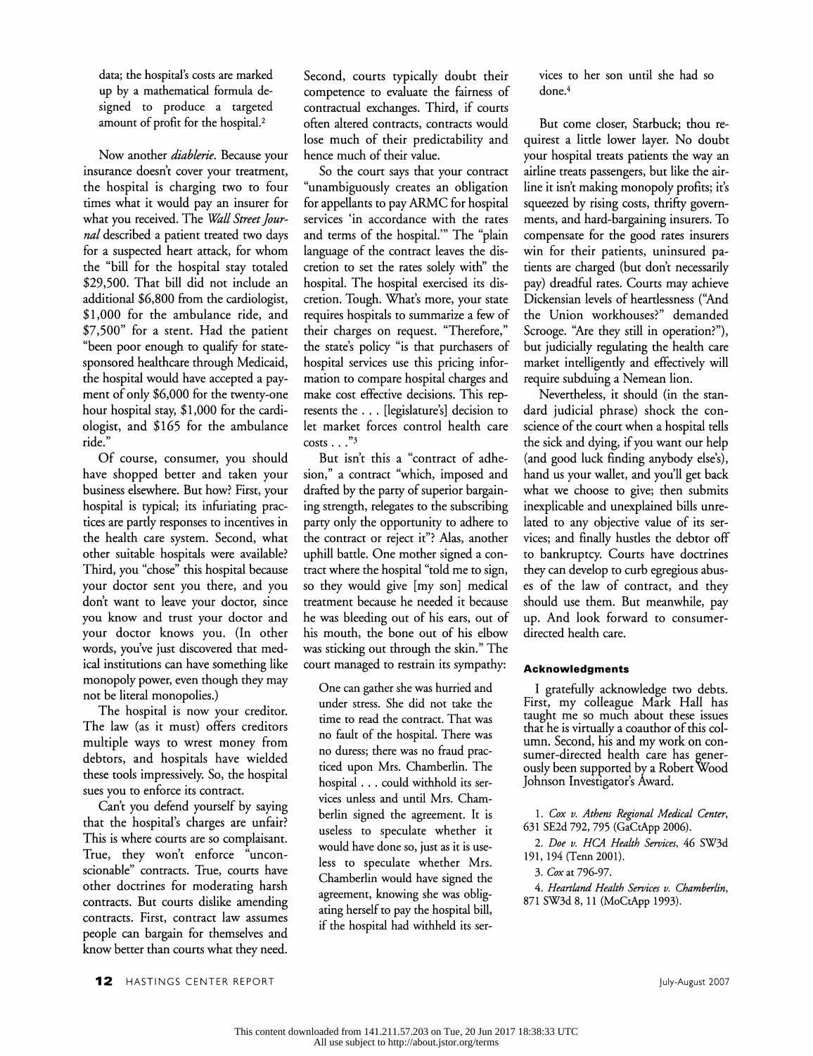data; the hospital's costs are marked up by a mathematical formula designed to produce a targeted amount of profit for the hospital.[2]

Now another *diablerie*. Because your insurance doesn't cover your treatment, the hospital is charging two to four times what it would pay an insurer for what you received. The *Wall Street Journal* described a patient treated two days for a suspected heart attack, for whom the "bill for the hospital stay totaled $29,500. That bill did not include an additional $6,800 from the cardiologist, $1,000 for the ambulance ride, and $7,500" for a stent. Had the patient "been poor enough to qualify for state-sponsored healthcare through Medicaid, the hospital would have accepted a payment of only $6,000 for the twenty-one hour hospital stay, $1,000 for the cardiologist, and $165 for the ambulance ride."

Of course, consumer, you should have shopped better and taken your business elsewhere. But how? First, your hospital is typical; its infuriating practices are partly responses to incentives in the health care system. Second, what other suitable hospitals were available? Third, you "chose" this hospital because your doctor sent you there, and you don't want to leave your doctor, since you know and trust your doctor and your doctor knows you. (In other words, you've just discovered that medical institutions can have something like monopoly power, even though they may not be literal monopolies.)

The hospital is now your creditor. The law (as it must) offers creditors multiple ways to wrest money from debtors, and hospitals have wielded these tools impressively. So, the hospital sues you to enforce its contract.

Can't you defend yourself by saying that the hospital's charges are unfair? This is where courts are so complaisant. True, they won't enforce "unconscionable" contracts. True, courts have other doctrines for moderating harsh contracts. But courts dislike amending contracts. First, contract law assumes people can bargain for themselves and know better than courts what they need. Second, courts typically doubt their competence to evaluate the fairness of contractual exchanges. Third, if courts often altered contracts, contracts would lose much of their predictability and hence much of their value.

So the court says that your contract "unambiguously creates an obligation for appellants to pay ARMC for hospital services 'in accordance with the rates and terms of the hospital.'" The "plain language of the contract leaves the discretion to set the rates solely with" the hospital. The hospital exercised its discretion. Tough. What's more, your state requires hospitals to summarize a few of their charges on request. "Therefore," the state's policy "is that purchasers of hospital services use this pricing information to compare hospital charges and make cost effective decisions. This represents the . . . [legislature's] decision to let market forces control health care costs . . ."[3]

But isn't this a "contract of adhesion," a contract "which, imposed and drafted by the party of superior bargaining strength, relegates to the subscribing party only the opportunity to adhere to the contract or reject it"? Alas, another uphill battle. One mother signed a contract where the hospital "told me to sign, so they would give [my son] medical treatment because he needed it because he was bleeding out of his ears, out of his mouth, the bone out of his elbow was sticking out through the skin." The court managed to restrain its sympathy:

> One can gather she was hurried and under stress. She did not take the time to read the contract. That was no fault of the hospital. There was no duress; there was no fraud practiced upon Mrs. Chamberlin. The hospital . . . could withhold its services unless and until Mrs. Chamberlin signed the agreement. It is useless to speculate whether it would have done so, just as it is useless to speculate whether Mrs. Chamberlin would have signed the agreement, knowing she was obligating herself to pay the hospital bill, if the hospital had withheld its services to her son until she had so done.[4]

But come closer, Starbuck; thou requirest a little lower layer. No doubt your hospital treats patients the way an airline treats passengers, but like the airline it isn't making monopoly profits; it's squeezed by rising costs, thrifty governments, and hard-bargaining insurers. To compensate for the good rates insurers win for their patients, uninsured patients are charged (but don't necessarily pay) dreadful rates. Courts may achieve Dickensian levels of heartlessness ("And the Union workhouses?" demanded Scrooge. "Are they still in operation?"), but judicially regulating the health care market intelligently and effectively will require subduing a Nemean lion.

Nevertheless, it should (in the standard judicial phrase) shock the conscience of the court when a hospital tells the sick and dying, if you want our help (and good luck finding anybody else's), hand us your wallet, and you'll get back what we choose to give; then submits inexplicable and unexplained bills unrelated to any objective value of its services; and finally hustles the debtor off to bankruptcy. Courts have doctrines they can develop to curb egregious abuses of the law of contract, and they should use them. But meanwhile, pay up. And look forward to consumer-directed health care.

#### Acknowledgments

I gratefully acknowledge two debts. First, my colleague Mark Hall has taught me so much about these issues that he is virtually a coauthor of this column. Second, his and my work on consumer-directed health care has generously been supported by a Robert Wood Johnson Investigator's Award.

1. *Cox v. Athens Regional Medical Center*, 631 SE2d 792, 795 (GaCtApp 2006).
2. *Doe v. HCA Health Services*, 46 SW3d 191, 194 (Tenn 2001).
3. *Cox* at 796-97.
4. *Heartland Health Services v. Chamberlin*, 871 SW3d 8, 11 (MoCtApp 1993).